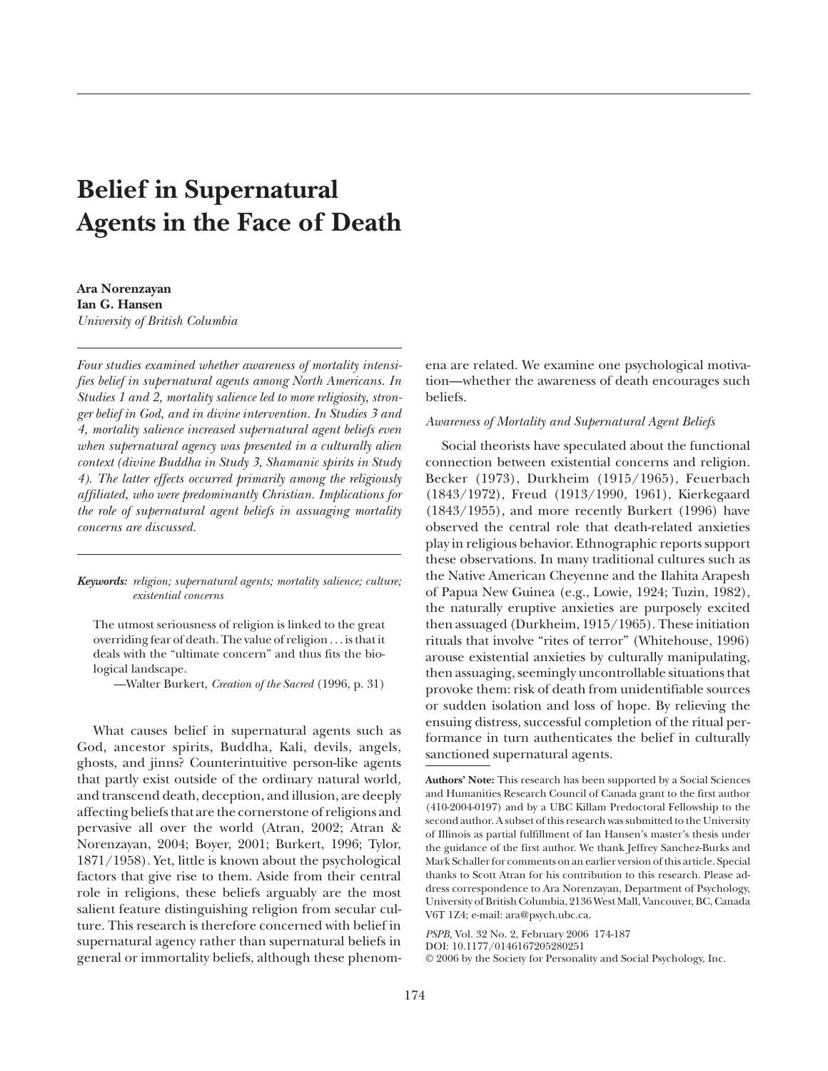# Belief in Supernatural Agents in the Face of Death

**Ara Norenzayan**
**Ian G. Hansen**
*University of British Columbia*

*Four studies examined whether awareness of mortality intensifies belief in supernatural agents among North Americans. In Studies 1 and 2, mortality salience led to more religiosity, stronger belief in God, and in divine intervention. In Studies 3 and 4, mortality salience increased supernatural agent beliefs even when supernatural agency was presented in a culturally alien context (divine Buddha in Study 3, Shamanic spirits in Study 4). The latter effects occurred primarily among the religiously affiliated, who were predominantly Christian. Implications for the role of supernatural agent beliefs in assuaging mortality concerns are discussed.*

***Keywords:*** *religion; supernatural agents; mortality salience; culture; existential concerns*

> The utmost seriousness of religion is linked to the great overriding fear of death. The value of religion . . . is that it deals with the "ultimate concern" and thus fits the biological landscape.
>
> —Walter Burkert, *Creation of the Sacred* (1996, p. 31)

What causes belief in supernatural agents such as God, ancestor spirits, Buddha, Kali, devils, angels, ghosts, and jinns? Counterintuitive person-like agents that partly exist outside of the ordinary natural world, and transcend death, deception, and illusion, are deeply affecting beliefs that are the cornerstone of religions and pervasive all over the world (Atran, 2002; Atran & Norenzayan, 2004; Boyer, 2001; Burkert, 1996; Tylor, 1871/1958). Yet, little is known about the psychological factors that give rise to them. Aside from their central role in religions, these beliefs arguably are the most salient feature distinguishing religion from secular culture. This research is therefore concerned with belief in supernatural agency rather than supernatural beliefs in general or immortality beliefs, although these phenomena are related. We examine one psychological motivation—whether the awareness of death encourages such beliefs.

*Awareness of Mortality and Supernatural Agent Beliefs*

Social theorists have speculated about the functional connection between existential concerns and religion. Becker (1973), Durkheim (1915/1965), Feuerbach (1843/1972), Freud (1913/1990, 1961), Kierkegaard (1843/1955), and more recently Burkert (1996) have observed the central role that death-related anxieties play in religious behavior. Ethnographic reports support these observations. In many traditional cultures such as the Native American Cheyenne and the Ilahita Arapesh of Papua New Guinea (e.g., Lowie, 1924; Tuzin, 1982), the naturally eruptive anxieties are purposely excited then assuaged (Durkheim, 1915/1965). These initiation rituals that involve "rites of terror" (Whitehouse, 1996) arouse existential anxieties by culturally manipulating, then assuaging, seemingly uncontrollable situations that provoke them: risk of death from unidentifiable sources or sudden isolation and loss of hope. By relieving the ensuing distress, successful completion of the ritual performance in turn authenticates the belief in culturally sanctioned supernatural agents.

**Authors' Note:** This research has been supported by a Social Sciences and Humanities Research Council of Canada grant to the first author (410-2004-0197) and by a UBC Killam Predoctoral Fellowship to the second author. A subset of this research was submitted to the University of Illinois as partial fulfillment of Ian Hansen's master's thesis under the guidance of the first author. We thank Jeffrey Sanchez-Burks and Mark Schaller for comments on an earlier version of this article. Special thanks to Scott Atran for his contribution to this research. Please address correspondence to Ara Norenzayan, Department of Psychology, University of British Columbia, 2136 West Mall, Vancouver, BC, Canada V6T 1Z4; e-mail: ara@psych.ubc.ca.

*PSPB*, Vol. 32 No. 2, February 2006 174-187
DOI: 10.1177/0146167205280251
© 2006 by the Society for Personality and Social Psychology, Inc.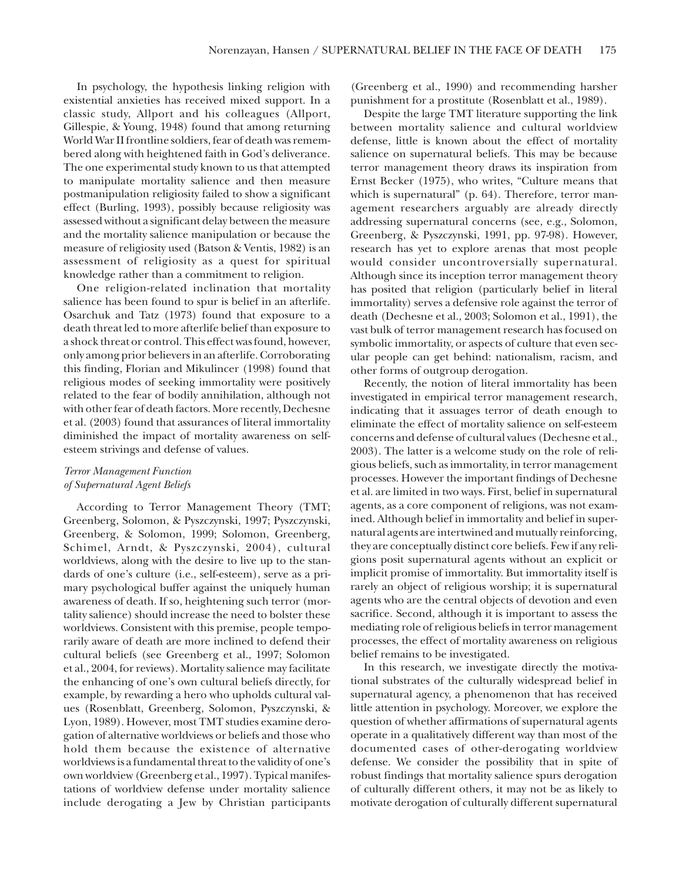In psychology, the hypothesis linking religion with existential anxieties has received mixed support. In a classic study, Allport and his colleagues (Allport, Gillespie, & Young, 1948) found that among returning World War II frontline soldiers, fear of death was remembered along with heightened faith in God's deliverance. The one experimental study known to us that attempted to manipulate mortality salience and then measure postmanipulation religiosity failed to show a significant effect (Burling, 1993), possibly because religiosity was assessed without a significant delay between the measure and the mortality salience manipulation or because the measure of religiosity used (Batson & Ventis, 1982) is an assessment of religiosity as a quest for spiritual knowledge rather than a commitment to religion.

One religion-related inclination that mortality salience has been found to spur is belief in an afterlife. Osarchuk and Tatz (1973) found that exposure to a death threat led to more afterlife belief than exposure to a shock threat or control. This effect was found, however, only among prior believers in an afterlife. Corroborating this finding, Florian and Mikulincer (1998) found that religious modes of seeking immortality were positively related to the fear of bodily annihilation, although not with other fear of death factors. More recently, Dechesne et al. (2003) found that assurances of literal immortality diminished the impact of mortality awareness on self-esteem strivings and defense of values.

### *Terror Management Function of Supernatural Agent Beliefs*

According to Terror Management Theory (TMT; Greenberg, Solomon, & Pyszczynski, 1997; Pyszczynski, Greenberg, & Solomon, 1999; Solomon, Greenberg, Schimel, Arndt, & Pyszczynski, 2004), cultural worldviews, along with the desire to live up to the standards of one's culture (i.e., self-esteem), serve as a primary psychological buffer against the uniquely human awareness of death. If so, heightening such terror (mortality salience) should increase the need to bolster these worldviews. Consistent with this premise, people temporarily aware of death are more inclined to defend their cultural beliefs (see Greenberg et al., 1997; Solomon et al., 2004, for reviews). Mortality salience may facilitate the enhancing of one's own cultural beliefs directly, for example, by rewarding a hero who upholds cultural values (Rosenblatt, Greenberg, Solomon, Pyszczynski, & Lyon, 1989). However, most TMT studies examine derogation of alternative worldviews or beliefs and those who hold them because the existence of alternative worldviews is a fundamental threat to the validity of one's own worldview (Greenberg et al., 1997). Typical manifestations of worldview defense under mortality salience include derogating a Jew by Christian participants (Greenberg et al., 1990) and recommending harsher punishment for a prostitute (Rosenblatt et al., 1989).

Despite the large TMT literature supporting the link between mortality salience and cultural worldview defense, little is known about the effect of mortality salience on supernatural beliefs. This may be because terror management theory draws its inspiration from Ernst Becker (1975), who writes, "Culture means that which is supernatural" (p. 64). Therefore, terror management researchers arguably are already directly addressing supernatural concerns (see, e.g., Solomon, Greenberg, & Pyszczynski, 1991, pp. 97-98). However, research has yet to explore arenas that most people would consider uncontroversially supernatural. Although since its inception terror management theory has posited that religion (particularly belief in literal immortality) serves a defensive role against the terror of death (Dechesne et al., 2003; Solomon et al., 1991), the vast bulk of terror management research has focused on symbolic immortality, or aspects of culture that even secular people can get behind: nationalism, racism, and other forms of outgroup derogation.

Recently, the notion of literal immortality has been investigated in empirical terror management research, indicating that it assuages terror of death enough to eliminate the effect of mortality salience on self-esteem concerns and defense of cultural values (Dechesne et al., 2003). The latter is a welcome study on the role of religious beliefs, such as immortality, in terror management processes. However the important findings of Dechesne et al. are limited in two ways. First, belief in supernatural agents, as a core component of religions, was not examined. Although belief in immortality and belief in supernatural agents are intertwined and mutually reinforcing, they are conceptually distinct core beliefs. Few if any religions posit supernatural agents without an explicit or implicit promise of immortality. But immortality itself is rarely an object of religious worship; it is supernatural agents who are the central objects of devotion and even sacrifice. Second, although it is important to assess the mediating role of religious beliefs in terror management processes, the effect of mortality awareness on religious belief remains to be investigated.

In this research, we investigate directly the motivational substrates of the culturally widespread belief in supernatural agency, a phenomenon that has received little attention in psychology. Moreover, we explore the question of whether affirmations of supernatural agents operate in a qualitatively different way than most of the documented cases of other-derogating worldview defense. We consider the possibility that in spite of robust findings that mortality salience spurs derogation of culturally different others, it may not be as likely to motivate derogation of culturally different supernatural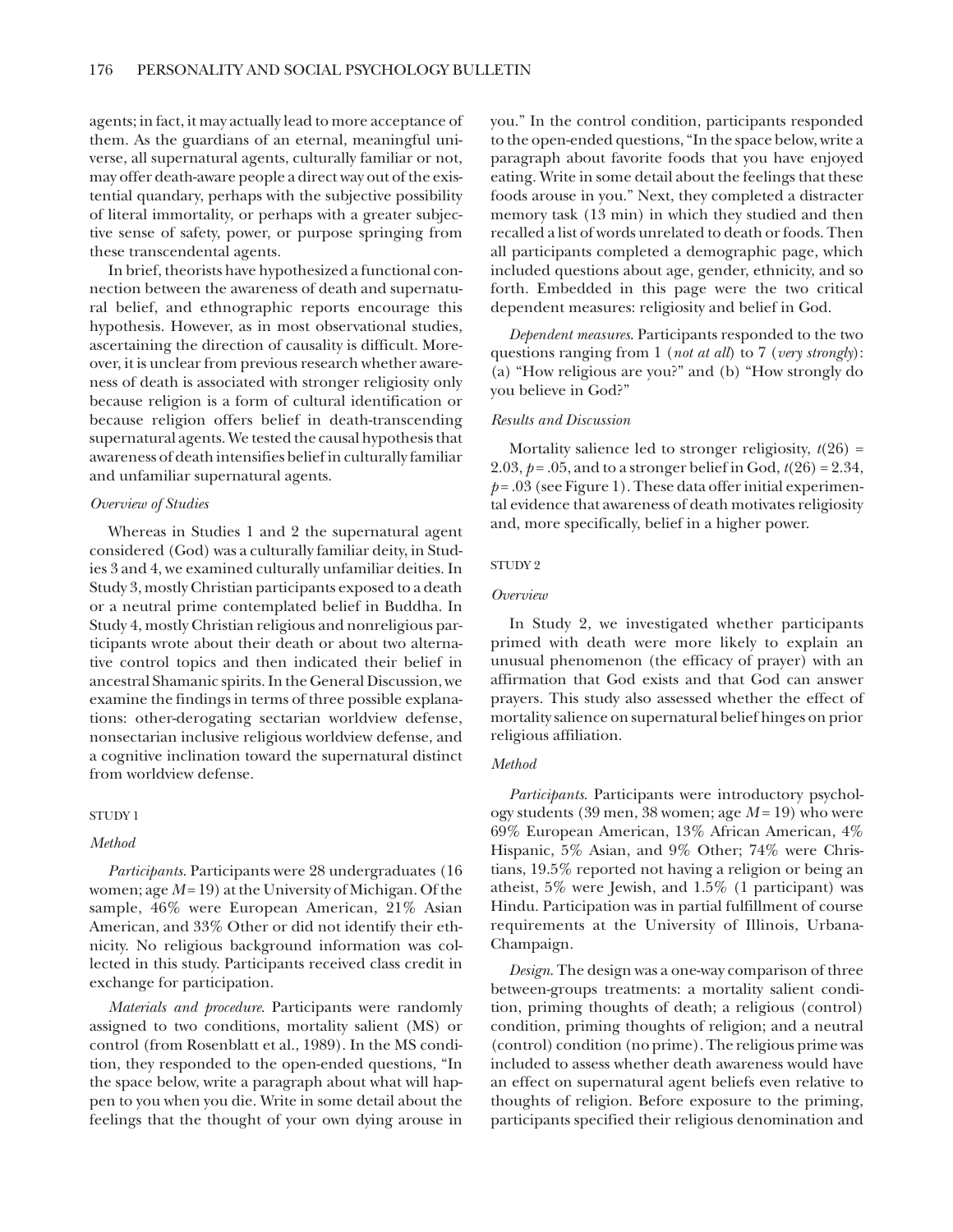agents; in fact, it may actually lead to more acceptance of them. As the guardians of an eternal, meaningful universe, all supernatural agents, culturally familiar or not, may offer death-aware people a direct way out of the existential quandary, perhaps with the subjective possibility of literal immortality, or perhaps with a greater subjective sense of safety, power, or purpose springing from these transcendental agents.

In brief, theorists have hypothesized a functional connection between the awareness of death and supernatural belief, and ethnographic reports encourage this hypothesis. However, as in most observational studies, ascertaining the direction of causality is difficult. Moreover, it is unclear from previous research whether awareness of death is associated with stronger religiosity only because religion is a form of cultural identification or because religion offers belief in death-transcending supernatural agents. We tested the causal hypothesis that awareness of death intensifies belief in culturally familiar and unfamiliar supernatural agents.

### *Overview of Studies*

Whereas in Studies 1 and 2 the supernatural agent considered (God) was a culturally familiar deity, in Studies 3 and 4, we examined culturally unfamiliar deities. In Study 3, mostly Christian participants exposed to a death or a neutral prime contemplated belief in Buddha. In Study 4, mostly Christian religious and nonreligious participants wrote about their death or about two alternative control topics and then indicated their belief in ancestral Shamanic spirits. In the General Discussion, we examine the findings in terms of three possible explanations: other-derogating sectarian worldview defense, nonsectarian inclusive religious worldview defense, and a cognitive inclination toward the supernatural distinct from worldview defense.

## STUDY 1

### *Method*

*Participants.* Participants were 28 undergraduates (16 women; age $M = 19$) at the University of Michigan. Of the sample, 46% were European American, 21% Asian American, and 33% Other or did not identify their ethnicity. No religious background information was collected in this study. Participants received class credit in exchange for participation.

*Materials and procedure.* Participants were randomly assigned to two conditions, mortality salient (MS) or control (from Rosenblatt et al., 1989). In the MS condition, they responded to the open-ended questions, "In the space below, write a paragraph about what will happen to you when you die. Write in some detail about the feelings that the thought of your own dying arouse in you." In the control condition, participants responded to the open-ended questions, "In the space below, write a paragraph about favorite foods that you have enjoyed eating. Write in some detail about the feelings that these foods arouse in you." Next, they completed a distracter memory task (13 min) in which they studied and then recalled a list of words unrelated to death or foods. Then all participants completed a demographic page, which included questions about age, gender, ethnicity, and so forth. Embedded in this page were the two critical dependent measures: religiosity and belief in God.

*Dependent measures.* Participants responded to the two questions ranging from 1 (*not at all*) to 7 (*very strongly*): (a) "How religious are you?" and (b) "How strongly do you believe in God?"

### *Results and Discussion*

Mortality salience led to stronger religiosity, $t(26) = 2.03$, $p = .05$, and to a stronger belief in God, $t(26) = 2.34$, $p = .03$ (see Figure 1). These data offer initial experimental evidence that awareness of death motivates religiosity and, more specifically, belief in a higher power.

## STUDY 2

### *Overview*

In Study 2, we investigated whether participants primed with death were more likely to explain an unusual phenomenon (the efficacy of prayer) with an affirmation that God exists and that God can answer prayers. This study also assessed whether the effect of mortality salience on supernatural belief hinges on prior religious affiliation.

### *Method*

*Participants.* Participants were introductory psychology students (39 men, 38 women; age $M = 19$) who were 69% European American, 13% African American, 4% Hispanic, 5% Asian, and 9% Other; 74% were Christians, 19.5% reported not having a religion or being an atheist, 5% were Jewish, and 1.5% (1 participant) was Hindu. Participation was in partial fulfillment of course requirements at the University of Illinois, Urbana-Champaign.

*Design.* The design was a one-way comparison of three between-groups treatments: a mortality salient condition, priming thoughts of death; a religious (control) condition, priming thoughts of religion; and a neutral (control) condition (no prime). The religious prime was included to assess whether death awareness would have an effect on supernatural agent beliefs even relative to thoughts of religion. Before exposure to the priming, participants specified their religious denomination and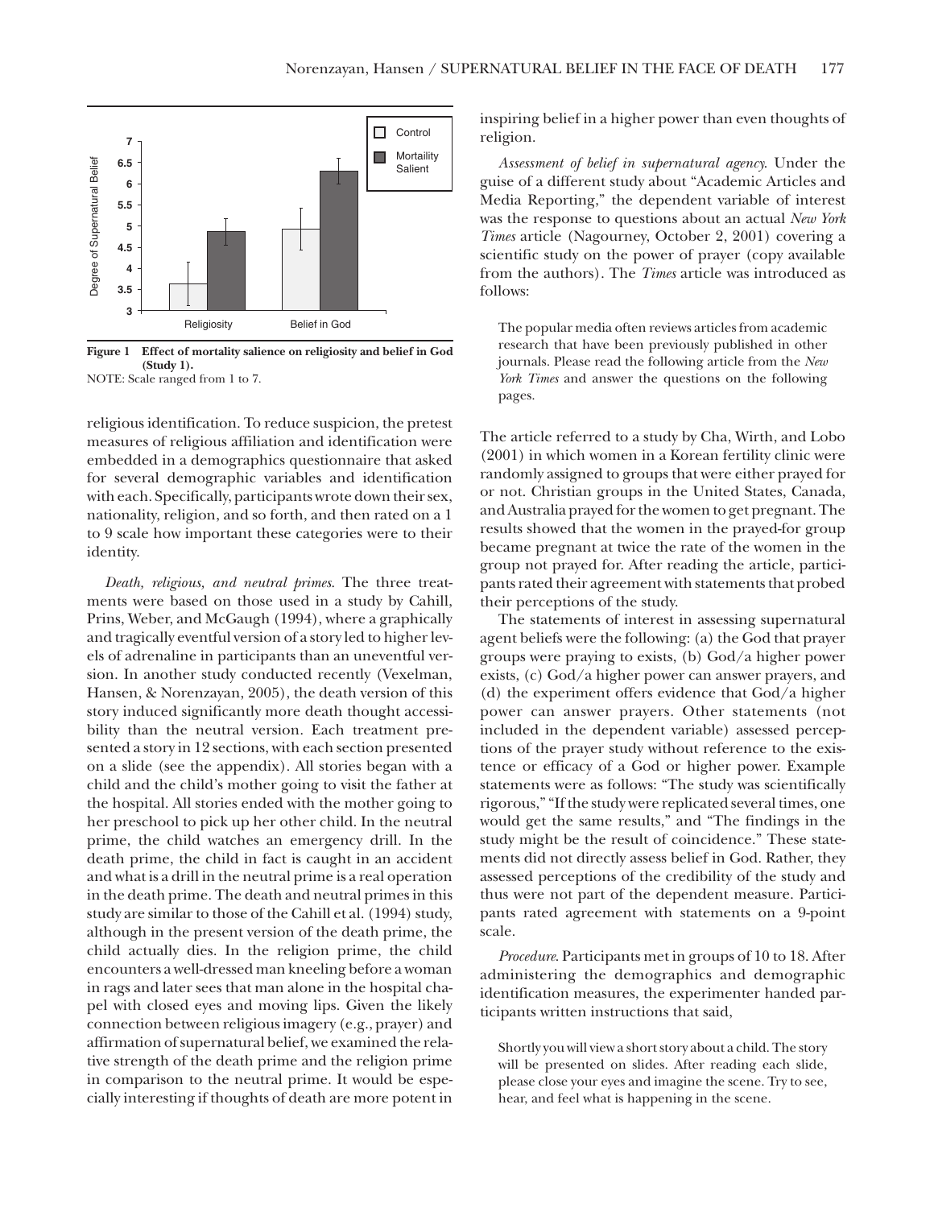**Figure 1** **Effect of mortality salience on religiosity and belief in God (Study 1).**

NOTE: Scale ranged from 1 to 7.

religious identification. To reduce suspicion, the pretest measures of religious affiliation and identification were embedded in a demographics questionnaire that asked for several demographic variables and identification with each. Specifically, participants wrote down their sex, nationality, religion, and so forth, and then rated on a 1 to 9 scale how important these categories were to their identity.

*Death, religious, and neutral primes*. The three treatments were based on those used in a study by Cahill, Prins, Weber, and McGaugh (1994), where a graphically and tragically eventful version of a story led to higher levels of adrenaline in participants than an uneventful version. In another study conducted recently (Vexelman, Hansen, & Norenzayan, 2005), the death version of this story induced significantly more death thought accessibility than the neutral version. Each treatment presented a story in 12 sections, with each section presented on a slide (see the appendix). All stories began with a child and the child's mother going to visit the father at the hospital. All stories ended with the mother going to her preschool to pick up her other child. In the neutral prime, the child watches an emergency drill. In the death prime, the child in fact is caught in an accident and what is a drill in the neutral prime is a real operation in the death prime. The death and neutral primes in this study are similar to those of the Cahill et al. (1994) study, although in the present version of the death prime, the child actually dies. In the religion prime, the child encounters a well-dressed man kneeling before a woman in rags and later sees that man alone in the hospital chapel with closed eyes and moving lips. Given the likely connection between religious imagery (e.g., prayer) and affirmation of supernatural belief, we examined the relative strength of the death prime and the religion prime in comparison to the neutral prime. It would be especially interesting if thoughts of death are more potent in inspiring belief in a higher power than even thoughts of religion.

*Assessment of belief in supernatural agency*. Under the guise of a different study about "Academic Articles and Media Reporting," the dependent variable of interest was the response to questions about an actual *New York Times* article (Nagourney, October 2, 2001) covering a scientific study on the power of prayer (copy available from the authors). The *Times* article was introduced as follows:

> The popular media often reviews articles from academic research that have been previously published in other journals. Please read the following article from the *New York Times* and answer the questions on the following pages.

The article referred to a study by Cha, Wirth, and Lobo (2001) in which women in a Korean fertility clinic were randomly assigned to groups that were either prayed for or not. Christian groups in the United States, Canada, and Australia prayed for the women to get pregnant. The results showed that the women in the prayed-for group became pregnant at twice the rate of the women in the group not prayed for. After reading the article, participants rated their agreement with statements that probed their perceptions of the study.

The statements of interest in assessing supernatural agent beliefs were the following: (a) the God that prayer groups were praying to exists, (b) God/a higher power exists, (c) God/a higher power can answer prayers, and (d) the experiment offers evidence that God/a higher power can answer prayers. Other statements (not included in the dependent variable) assessed perceptions of the prayer study without reference to the existence or efficacy of a God or higher power. Example statements were as follows: "The study was scientifically rigorous," "If the study were replicated several times, one would get the same results," and "The findings in the study might be the result of coincidence." These statements did not directly assess belief in God. Rather, they assessed perceptions of the credibility of the study and thus were not part of the dependent measure. Participants rated agreement with statements on a 9-point scale.

*Procedure*. Participants met in groups of 10 to 18. After administering the demographics and demographic identification measures, the experimenter handed participants written instructions that said,

> Shortly you will view a short story about a child. The story will be presented on slides. After reading each slide, please close your eyes and imagine the scene. Try to see, hear, and feel what is happening in the scene.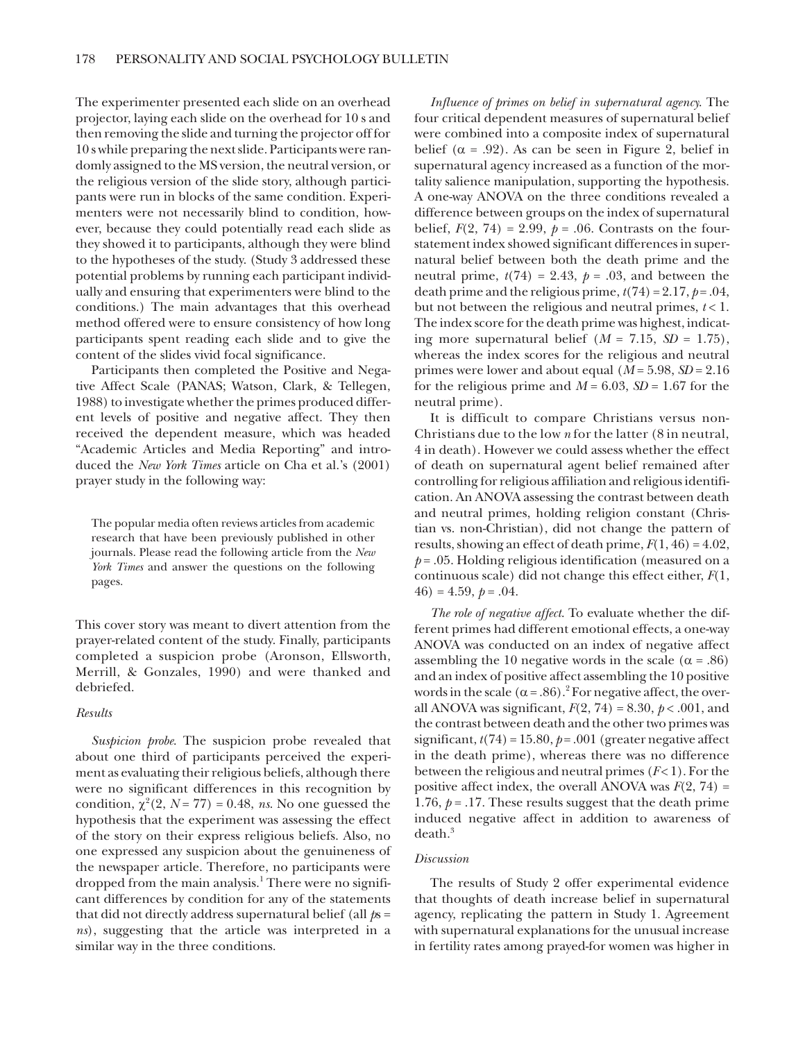The experimenter presented each slide on an overhead projector, laying each slide on the overhead for 10 s and then removing the slide and turning the projector off for 10 s while preparing the next slide. Participants were randomly assigned to the MS version, the neutral version, or the religious version of the slide story, although participants were run in blocks of the same condition. Experimenters were not necessarily blind to condition, however, because they could potentially read each slide as they showed it to participants, although they were blind to the hypotheses of the study. (Study 3 addressed these potential problems by running each participant individually and ensuring that experimenters were blind to the conditions.) The main advantages that this overhead method offered were to ensure consistency of how long participants spent reading each slide and to give the content of the slides vivid focal significance.

Participants then completed the Positive and Negative Affect Scale (PANAS; Watson, Clark, & Tellegen, 1988) to investigate whether the primes produced different levels of positive and negative affect. They then received the dependent measure, which was headed "Academic Articles and Media Reporting" and introduced the *New York Times* article on Cha et al.'s (2001) prayer study in the following way:

> The popular media often reviews articles from academic research that have been previously published in other journals. Please read the following article from the *New York Times* and answer the questions on the following pages.

This cover story was meant to divert attention from the prayer-related content of the study. Finally, participants completed a suspicion probe (Aronson, Ellsworth, Merrill, & Gonzales, 1990) and were thanked and debriefed.

### *Results*

*Suspicion probe*. The suspicion probe revealed that about one third of participants perceived the experiment as evaluating their religious beliefs, although there were no significant differences in this recognition by condition, $\chi^2(2, N = 77) = 0.48$, *ns*. No one guessed the hypothesis that the experiment was assessing the effect of the story on their express religious beliefs. Also, no one expressed any suspicion about the genuineness of the newspaper article. Therefore, no participants were dropped from the main analysis.[1] There were no significant differences by condition for any of the statements that did not directly address supernatural belief (all *p*s = *ns*), suggesting that the article was interpreted in a similar way in the three conditions.

*Influence of primes on belief in supernatural agency*. The four critical dependent measures of supernatural belief were combined into a composite index of supernatural belief ($\alpha = .92$). As can be seen in Figure 2, belief in supernatural agency increased as a function of the mortality salience manipulation, supporting the hypothesis. A one-way ANOVA on the three conditions revealed a difference between groups on the index of supernatural belief, $F(2, 74) = 2.99$, $p = .06$. Contrasts on the four-statement index showed significant differences in supernatural belief between both the death prime and the neutral prime, $t(74) = 2.43$, $p = .03$, and between the death prime and the religious prime, $t(74) = 2.17$, $p = .04$, but not between the religious and neutral primes, $t < 1$. The index score for the death prime was highest, indicating more supernatural belief ($M = 7.15$, $SD = 1.75$), whereas the index scores for the religious and neutral primes were lower and about equal ($M = 5.98$, $SD = 2.16$ for the religious prime and $M = 6.03$, $SD = 1.67$ for the neutral prime).

It is difficult to compare Christians versus non-Christians due to the low *n* for the latter (8 in neutral, 4 in death). However we could assess whether the effect of death on supernatural agent belief remained after controlling for religious affiliation and religious identification. An ANOVA assessing the contrast between death and neutral primes, holding religion constant (Christian vs. non-Christian), did not change the pattern of results, showing an effect of death prime, $F(1, 46) = 4.02$, $p = .05$. Holding religious identification (measured on a continuous scale) did not change this effect either, $F(1, 46) = 4.59$, $p = .04$.

*The role of negative affect*. To evaluate whether the different primes had different emotional effects, a one-way ANOVA was conducted on an index of negative affect assembling the 10 negative words in the scale ($\alpha = .86$) and an index of positive affect assembling the 10 positive words in the scale ($\alpha = .86$).[2] For negative affect, the overall ANOVA was significant, $F(2, 74) = 8.30$, $p < .001$, and the contrast between death and the other two primes was significant, $t(74) = 15.80$, $p = .001$ (greater negative affect in the death prime), whereas there was no difference between the religious and neutral primes ($F < 1$). For the positive affect index, the overall ANOVA was $F(2, 74) = 1.76$, $p = .17$. These results suggest that the death prime induced negative affect in addition to awareness of death.[3]

### *Discussion*

The results of Study 2 offer experimental evidence that thoughts of death increase belief in supernatural agency, replicating the pattern in Study 1. Agreement with supernatural explanations for the unusual increase in fertility rates among prayed-for women was higher in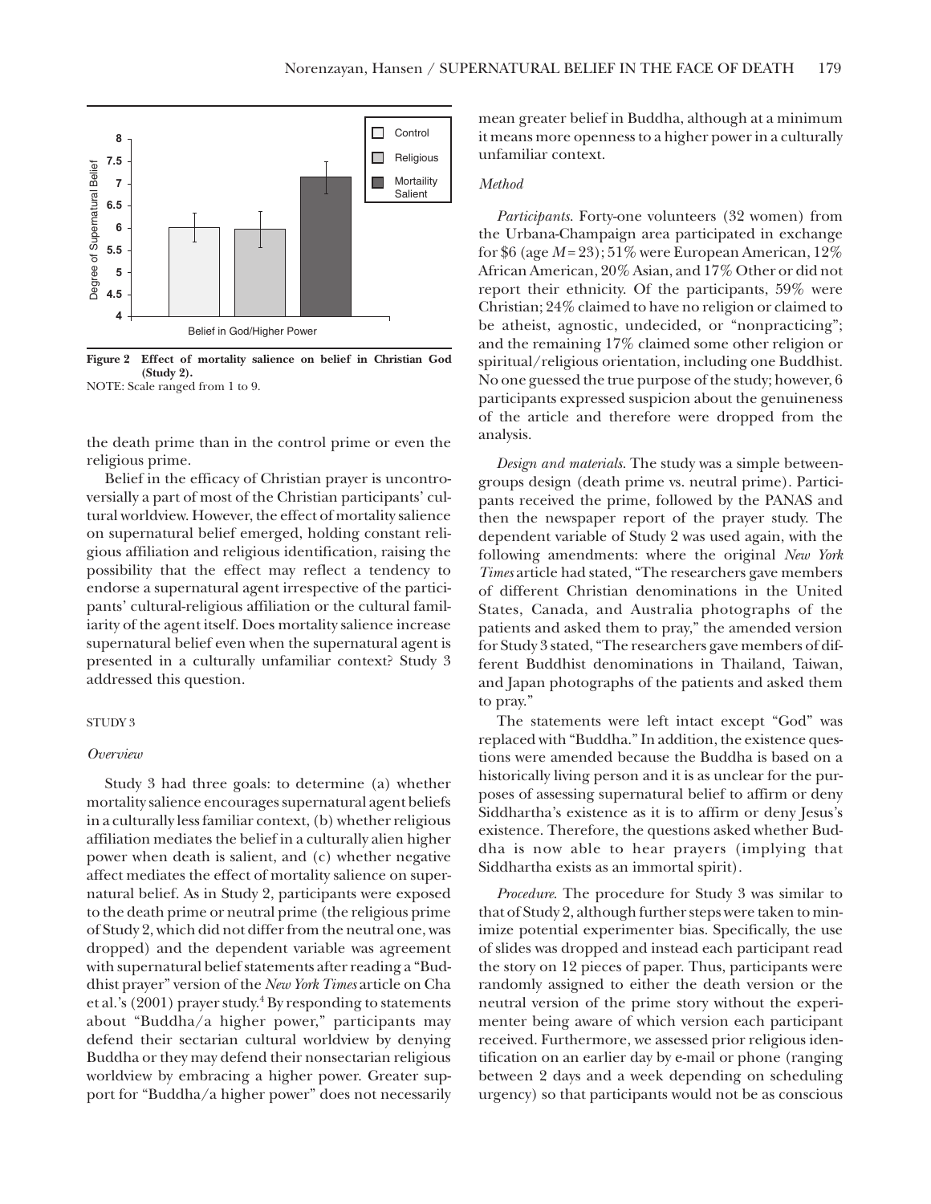**Figure 2 Effect of mortality salience on belief in Christian God (Study 2).**
NOTE: Scale ranged from 1 to 9.

the death prime than in the control prime or even the religious prime.

Belief in the efficacy of Christian prayer is uncontroversially a part of most of the Christian participants' cultural worldview. However, the effect of mortality salience on supernatural belief emerged, holding constant religious affiliation and religious identification, raising the possibility that the effect may reflect a tendency to endorse a supernatural agent irrespective of the participants' cultural-religious affiliation or the cultural familiarity of the agent itself. Does mortality salience increase supernatural belief even when the supernatural agent is presented in a culturally unfamiliar context? Study 3 addressed this question.

## STUDY 3

### *Overview*

Study 3 had three goals: to determine (a) whether mortality salience encourages supernatural agent beliefs in a culturally less familiar context, (b) whether religious affiliation mediates the belief in a culturally alien higher power when death is salient, and (c) whether negative affect mediates the effect of mortality salience on supernatural belief. As in Study 2, participants were exposed to the death prime or neutral prime (the religious prime of Study 2, which did not differ from the neutral one, was dropped) and the dependent variable was agreement with supernatural belief statements after reading a "Buddhist prayer" version of the *New York Times* article on Cha et al.'s (2001) prayer study.[4] By responding to statements about "Buddha/a higher power," participants may defend their sectarian cultural worldview by denying Buddha or they may defend their nonsectarian religious worldview by embracing a higher power. Greater support for "Buddha/a higher power" does not necessarily mean greater belief in Buddha, although at a minimum it means more openness to a higher power in a culturally unfamiliar context.

### *Method*

*Participants.* Forty-one volunteers (32 women) from the Urbana-Champaign area participated in exchange for $6 (age $M = 23$); 51% were European American, 12% African American, 20% Asian, and 17% Other or did not report their ethnicity. Of the participants, 59% were Christian; 24% claimed to have no religion or claimed to be atheist, agnostic, undecided, or "nonpracticing"; and the remaining 17% claimed some other religion or spiritual/religious orientation, including one Buddhist. No one guessed the true purpose of the study; however, 6 participants expressed suspicion about the genuineness of the article and therefore were dropped from the analysis.

*Design and materials.* The study was a simple between-groups design (death prime vs. neutral prime). Participants received the prime, followed by the PANAS and then the newspaper report of the prayer study. The dependent variable of Study 2 was used again, with the following amendments: where the original *New York Times* article had stated, "The researchers gave members of different Christian denominations in the United States, Canada, and Australia photographs of the patients and asked them to pray," the amended version for Study 3 stated, "The researchers gave members of different Buddhist denominations in Thailand, Taiwan, and Japan photographs of the patients and asked them to pray."

The statements were left intact except "God" was replaced with "Buddha." In addition, the existence questions were amended because the Buddha is based on a historically living person and it is as unclear for the purposes of assessing supernatural belief to affirm or deny Siddhartha's existence as it is to affirm or deny Jesus's existence. Therefore, the questions asked whether Buddha is now able to hear prayers (implying that Siddhartha exists as an immortal spirit).

*Procedure.* The procedure for Study 3 was similar to that of Study 2, although further steps were taken to minimize potential experimenter bias. Specifically, the use of slides was dropped and instead each participant read the story on 12 pieces of paper. Thus, participants were randomly assigned to either the death version or the neutral version of the prime story without the experimenter being aware of which version each participant received. Furthermore, we assessed prior religious identification on an earlier day by e-mail or phone (ranging between 2 days and a week depending on scheduling urgency) so that participants would not be as conscious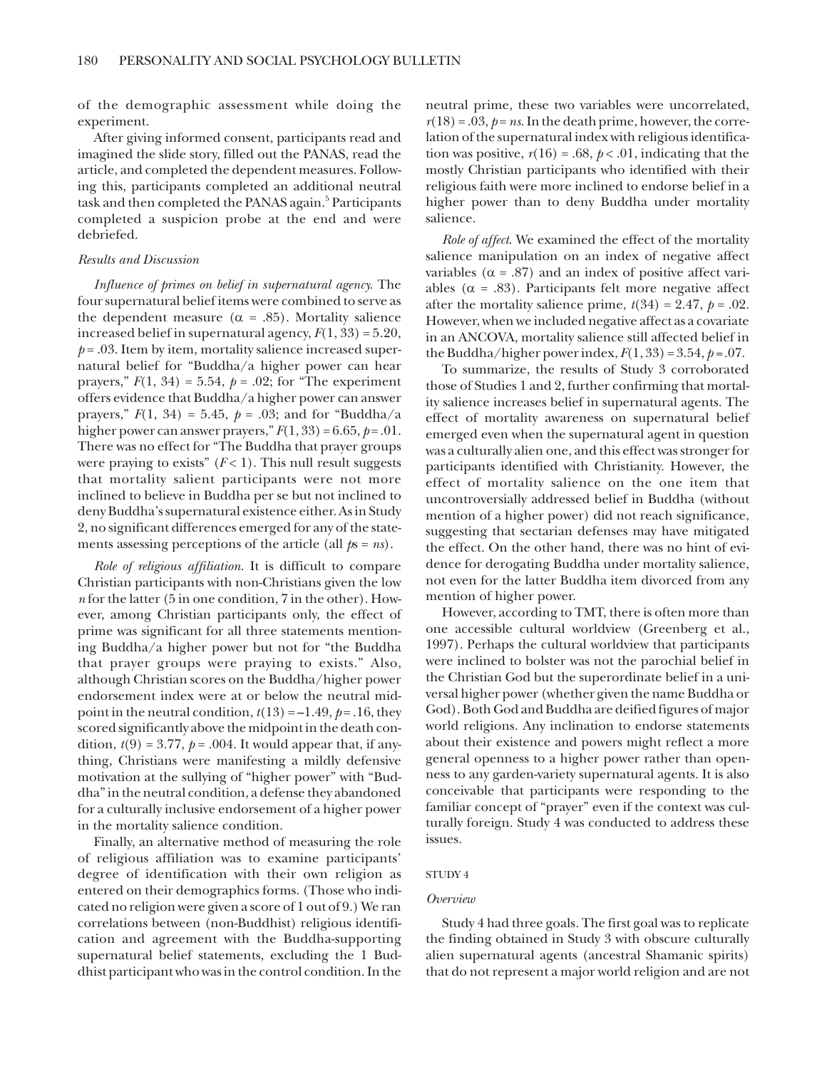of the demographic assessment while doing the experiment.

After giving informed consent, participants read and imagined the slide story, filled out the PANAS, read the article, and completed the dependent measures. Following this, participants completed an additional neutral task and then completed the PANAS again.[5] Participants completed a suspicion probe at the end and were debriefed.

### Results and Discussion

*Influence of primes on belief in supernatural agency.* The four supernatural belief items were combined to serve as the dependent measure ($\alpha = .85$). Mortality salience increased belief in supernatural agency, $F(1, 33) = 5.20$, $p = .03$. Item by item, mortality salience increased supernatural belief for "Buddha/a higher power can hear prayers," $F(1, 34) = 5.54$, $p = .02$; for "The experiment offers evidence that Buddha/a higher power can answer prayers," $F(1, 34) = 5.45$, $p = .03$; and for "Buddha/a higher power can answer prayers," $F(1, 33) = 6.65$, $p = .01$. There was no effect for "The Buddha that prayer groups were praying to exists" ($F < 1$). This null result suggests that mortality salient participants were not more inclined to believe in Buddha per se but not inclined to deny Buddha's supernatural existence either. As in Study 2, no significant differences emerged for any of the statements assessing perceptions of the article (all $ps = ns$).

*Role of religious affiliation.* It is difficult to compare Christian participants with non-Christians given the low $n$ for the latter (5 in one condition, 7 in the other). However, among Christian participants only, the effect of prime was significant for all three statements mentioning Buddha/a higher power but not for "the Buddha that prayer groups were praying to exists." Also, although Christian scores on the Buddha/higher power endorsement index were at or below the neutral midpoint in the neutral condition, $t(13) = -1.49$, $p = .16$, they scored significantly above the midpoint in the death condition, $t(9) = 3.77$, $p = .004$. It would appear that, if anything, Christians were manifesting a mildly defensive motivation at the sullying of "higher power" with "Buddha" in the neutral condition, a defense they abandoned for a culturally inclusive endorsement of a higher power in the mortality salience condition.

Finally, an alternative method of measuring the role of religious affiliation was to examine participants' degree of identification with their own religion as entered on their demographics forms. (Those who indicated no religion were given a score of 1 out of 9.) We ran correlations between (non-Buddhist) religious identification and agreement with the Buddha-supporting supernatural belief statements, excluding the 1 Buddhist participant who was in the control condition. In the neutral prime, these two variables were uncorrelated, $r(18) = .03$, $p = ns$. In the death prime, however, the correlation of the supernatural index with religious identification was positive, $r(16) = .68$, $p < .01$, indicating that the mostly Christian participants who identified with their religious faith were more inclined to endorse belief in a higher power than to deny Buddha under mortality salience.

*Role of affect.* We examined the effect of the mortality salience manipulation on an index of negative affect variables ($\alpha = .87$) and an index of positive affect variables ($\alpha = .83$). Participants felt more negative affect after the mortality salience prime, $t(34) = 2.47$, $p = .02$. However, when we included negative affect as a covariate in an ANCOVA, mortality salience still affected belief in the Buddha/higher power index, $F(1, 33) = 3.54$, $p = .07$.

To summarize, the results of Study 3 corroborated those of Studies 1 and 2, further confirming that mortality salience increases belief in supernatural agents. The effect of mortality awareness on supernatural belief emerged even when the supernatural agent in question was a culturally alien one, and this effect was stronger for participants identified with Christianity. However, the effect of mortality salience on the one item that uncontroversially addressed belief in Buddha (without mention of a higher power) did not reach significance, suggesting that sectarian defenses may have mitigated the effect. On the other hand, there was no hint of evidence for derogating Buddha under mortality salience, not even for the latter Buddha item divorced from any mention of higher power.

However, according to TMT, there is often more than one accessible cultural worldview (Greenberg et al., 1997). Perhaps the cultural worldview that participants were inclined to bolster was not the parochial belief in the Christian God but the superordinate belief in a universal higher power (whether given the name Buddha or God). Both God and Buddha are deified figures of major world religions. Any inclination to endorse statements about their existence and powers might reflect a more general openness to a higher power rather than openness to any garden-variety supernatural agents. It is also conceivable that participants were responding to the familiar concept of "prayer" even if the context was culturally foreign. Study 4 was conducted to address these issues.

## STUDY 4

### Overview

Study 4 had three goals. The first goal was to replicate the finding obtained in Study 3 with obscure culturally alien supernatural agents (ancestral Shamanic spirits) that do not represent a major world religion and are not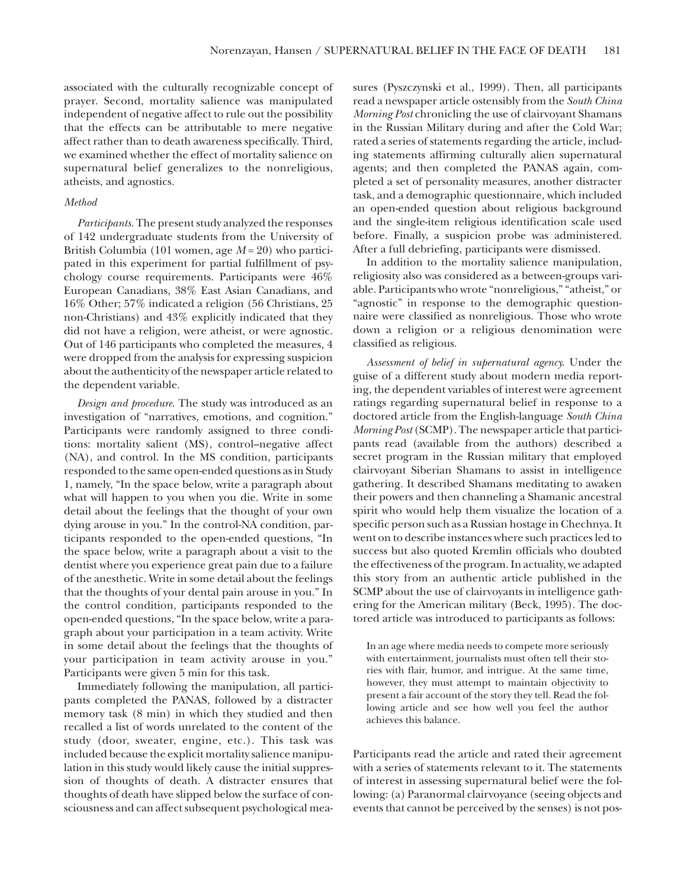associated with the culturally recognizable concept of prayer. Second, mortality salience was manipulated independent of negative affect to rule out the possibility that the effects can be attributable to mere negative affect rather than to death awareness specifically. Third, we examined whether the effect of mortality salience on supernatural belief generalizes to the nonreligious, atheists, and agnostics.

### *Method*

*Participants.* The present study analyzed the responses of 142 undergraduate students from the University of British Columbia (101 women, age $M = 20$) who participated in this experiment for partial fulfillment of psychology course requirements. Participants were 46% European Canadians, 38% East Asian Canadians, and 16% Other; 57% indicated a religion (56 Christians, 25 non-Christians) and 43% explicitly indicated that they did not have a religion, were atheist, or were agnostic. Out of 146 participants who completed the measures, 4 were dropped from the analysis for expressing suspicion about the authenticity of the newspaper article related to the dependent variable.

*Design and procedure.* The study was introduced as an investigation of "narratives, emotions, and cognition." Participants were randomly assigned to three conditions: mortality salient (MS), control–negative affect (NA), and control. In the MS condition, participants responded to the same open-ended questions as in Study 1, namely, "In the space below, write a paragraph about what will happen to you when you die. Write in some detail about the feelings that the thought of your own dying arouse in you." In the control-NA condition, participants responded to the open-ended questions, "In the space below, write a paragraph about a visit to the dentist where you experience great pain due to a failure of the anesthetic. Write in some detail about the feelings that the thoughts of your dental pain arouse in you." In the control condition, participants responded to the open-ended questions, "In the space below, write a paragraph about your participation in a team activity. Write in some detail about the feelings that the thoughts of your participation in team activity arouse in you." Participants were given 5 min for this task.

Immediately following the manipulation, all participants completed the PANAS, followed by a distracter memory task (8 min) in which they studied and then recalled a list of words unrelated to the content of the study (door, sweater, engine, etc.). This task was included because the explicit mortality salience manipulation in this study would likely cause the initial suppression of thoughts of death. A distracter ensures that thoughts of death have slipped below the surface of consciousness and can affect subsequent psychological measures (Pyszczynski et al., 1999). Then, all participants read a newspaper article ostensibly from the *South China Morning Post* chronicling the use of clairvoyant Shamans in the Russian Military during and after the Cold War; rated a series of statements regarding the article, including statements affirming culturally alien supernatural agents; and then completed the PANAS again, completed a set of personality measures, another distracter task, and a demographic questionnaire, which included an open-ended question about religious background and the single-item religious identification scale used before. Finally, a suspicion probe was administered. After a full debriefing, participants were dismissed.

In addition to the mortality salience manipulation, religiosity also was considered as a between-groups variable. Participants who wrote "nonreligious," "atheist," or "agnostic" in response to the demographic questionnaire were classified as nonreligious. Those who wrote down a religion or a religious denomination were classified as religious.

*Assessment of belief in supernatural agency.* Under the guise of a different study about modern media reporting, the dependent variables of interest were agreement ratings regarding supernatural belief in response to a doctored article from the English-language *South China Morning Post* (SCMP). The newspaper article that participants read (available from the authors) described a secret program in the Russian military that employed clairvoyant Siberian Shamans to assist in intelligence gathering. It described Shamans meditating to awaken their powers and then channeling a Shamanic ancestral spirit who would help them visualize the location of a specific person such as a Russian hostage in Chechnya. It went on to describe instances where such practices led to success but also quoted Kremlin officials who doubted the effectiveness of the program. In actuality, we adapted this story from an authentic article published in the SCMP about the use of clairvoyants in intelligence gathering for the American military (Beck, 1995). The doctored article was introduced to participants as follows:

> In an age where media needs to compete more seriously with entertainment, journalists must often tell their stories with flair, humor, and intrigue. At the same time, however, they must attempt to maintain objectivity to present a fair account of the story they tell. Read the following article and see how well you feel the author achieves this balance.

Participants read the article and rated their agreement with a series of statements relevant to it. The statements of interest in assessing supernatural belief were the following: (a) Paranormal clairvoyance (seeing objects and events that cannot be perceived by the senses) is not pos-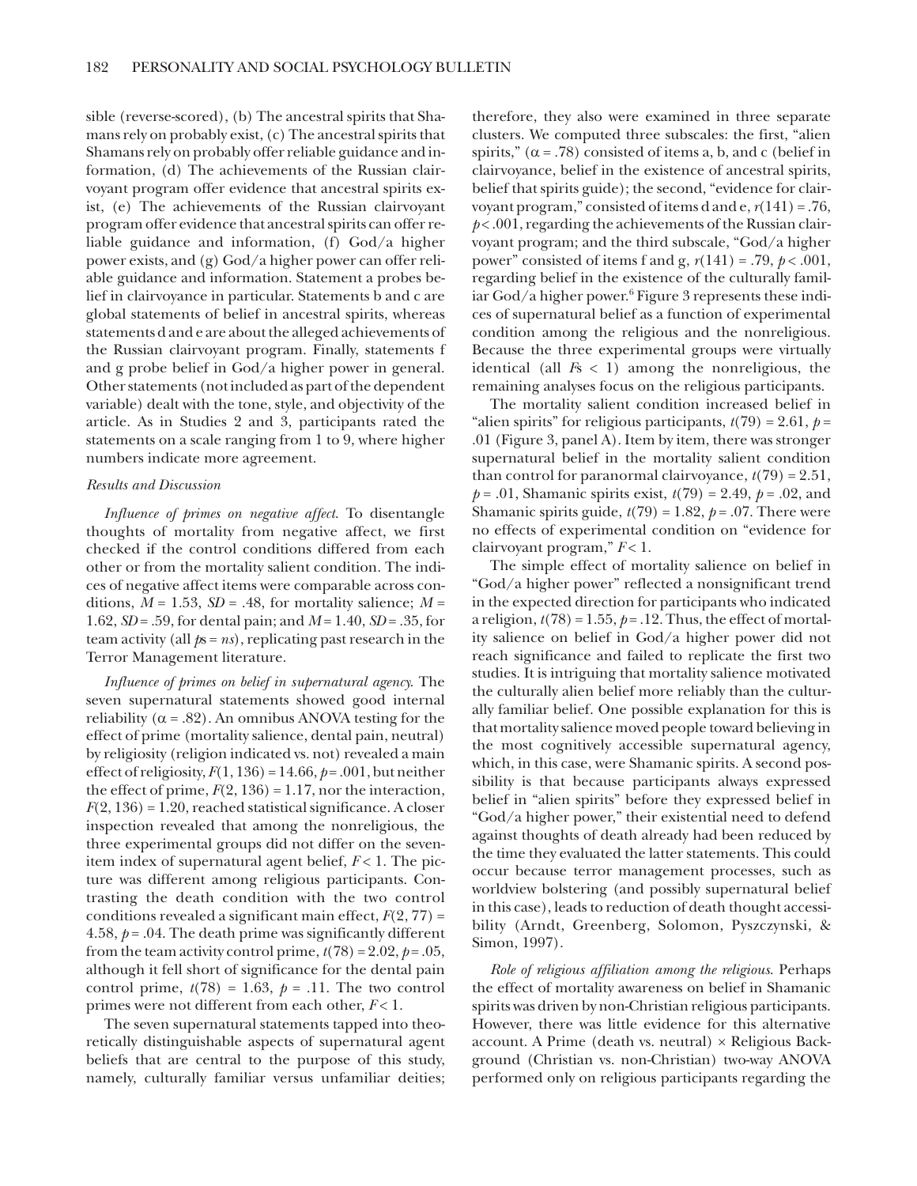sible (reverse-scored), (b) The ancestral spirits that Shamans rely on probably exist, (c) The ancestral spirits that Shamans rely on probably offer reliable guidance and information, (d) The achievements of the Russian clairvoyant program offer evidence that ancestral spirits exist, (e) The achievements of the Russian clairvoyant program offer evidence that ancestral spirits can offer reliable guidance and information, (f) God/a higher power exists, and (g) God/a higher power can offer reliable guidance and information. Statement a probes belief in clairvoyance in particular. Statements b and c are global statements of belief in ancestral spirits, whereas statements d and e are about the alleged achievements of the Russian clairvoyant program. Finally, statements f and g probe belief in God/a higher power in general. Other statements (not included as part of the dependent variable) dealt with the tone, style, and objectivity of the article. As in Studies 2 and 3, participants rated the statements on a scale ranging from 1 to 9, where higher numbers indicate more agreement.

### Results and Discussion

*Influence of primes on negative affect*. To disentangle thoughts of mortality from negative affect, we first checked if the control conditions differed from each other or from the mortality salient condition. The indices of negative affect items were comparable across conditions, $M = 1.53$, $SD = .48$, for mortality salience; $M = 1.62$, $SD = .59$, for dental pain; and $M = 1.40$, $SD = .35$, for team activity (all $p$s = *ns*), replicating past research in the Terror Management literature.

*Influence of primes on belief in supernatural agency*. The seven supernatural statements showed good internal reliability ($\alpha = .82$). An omnibus ANOVA testing for the effect of prime (mortality salience, dental pain, neutral) by religiosity (religion indicated vs. not) revealed a main effect of religiosity, $F(1, 136) = 14.66$, $p = .001$, but neither the effect of prime, $F(2, 136) = 1.17$, nor the interaction, $F(2, 136) = 1.20$, reached statistical significance. A closer inspection revealed that among the nonreligious, the three experimental groups did not differ on the seven-item index of supernatural agent belief, $F < 1$. The picture was different among religious participants. Contrasting the death condition with the two control conditions revealed a significant main effect, $F(2, 77) = 4.58$, $p = .04$. The death prime was significantly different from the team activity control prime, $t(78) = 2.02$, $p = .05$, although it fell short of significance for the dental pain control prime, $t(78) = 1.63$, $p = .11$. The two control primes were not different from each other, $F < 1$.

The seven supernatural statements tapped into theoretically distinguishable aspects of supernatural agent beliefs that are central to the purpose of this study, namely, culturally familiar versus unfamiliar deities; therefore, they also were examined in three separate clusters. We computed three subscales: the first, "alien spirits," ($\alpha = .78$) consisted of items a, b, and c (belief in clairvoyance, belief in the existence of ancestral spirits, belief that spirits guide); the second, "evidence for clairvoyant program," consisted of items d and e, $r(141) = .76$, $p < .001$, regarding the achievements of the Russian clairvoyant program; and the third subscale, "God/a higher power" consisted of items f and g, $r(141) = .79$, $p < .001$, regarding belief in the existence of the culturally familiar God/a higher power.[6] Figure 3 represents these indices of supernatural belief as a function of experimental condition among the religious and the nonreligious. Because the three experimental groups were virtually identical (all $F$s $< 1$) among the nonreligious, the remaining analyses focus on the religious participants.

The mortality salient condition increased belief in "alien spirits" for religious participants, $t(79) = 2.61$, $p = .01$ (Figure 3, panel A). Item by item, there was stronger supernatural belief in the mortality salient condition than control for paranormal clairvoyance, $t(79) = 2.51$, $p = .01$, Shamanic spirits exist, $t(79) = 2.49$, $p = .02$, and Shamanic spirits guide, $t(79) = 1.82$, $p = .07$. There were no effects of experimental condition on "evidence for clairvoyant program," $F < 1$.

The simple effect of mortality salience on belief in "God/a higher power" reflected a nonsignificant trend in the expected direction for participants who indicated a religion, $t(78) = 1.55$, $p = .12$. Thus, the effect of mortality salience on belief in God/a higher power did not reach significance and failed to replicate the first two studies. It is intriguing that mortality salience motivated the culturally alien belief more reliably than the culturally familiar belief. One possible explanation for this is that mortality salience moved people toward believing in the most cognitively accessible supernatural agency, which, in this case, were Shamanic spirits. A second possibility is that because participants always expressed belief in "alien spirits" before they expressed belief in "God/a higher power," their existential need to defend against thoughts of death already had been reduced by the time they evaluated the latter statements. This could occur because terror management processes, such as worldview bolstering (and possibly supernatural belief in this case), leads to reduction of death thought accessibility (Arndt, Greenberg, Solomon, Pyszczynski, & Simon, 1997).

*Role of religious affiliation among the religious*. Perhaps the effect of mortality awareness on belief in Shamanic spirits was driven by non-Christian religious participants. However, there was little evidence for this alternative account. A Prime (death vs. neutral) × Religious Background (Christian vs. non-Christian) two-way ANOVA performed only on religious participants regarding the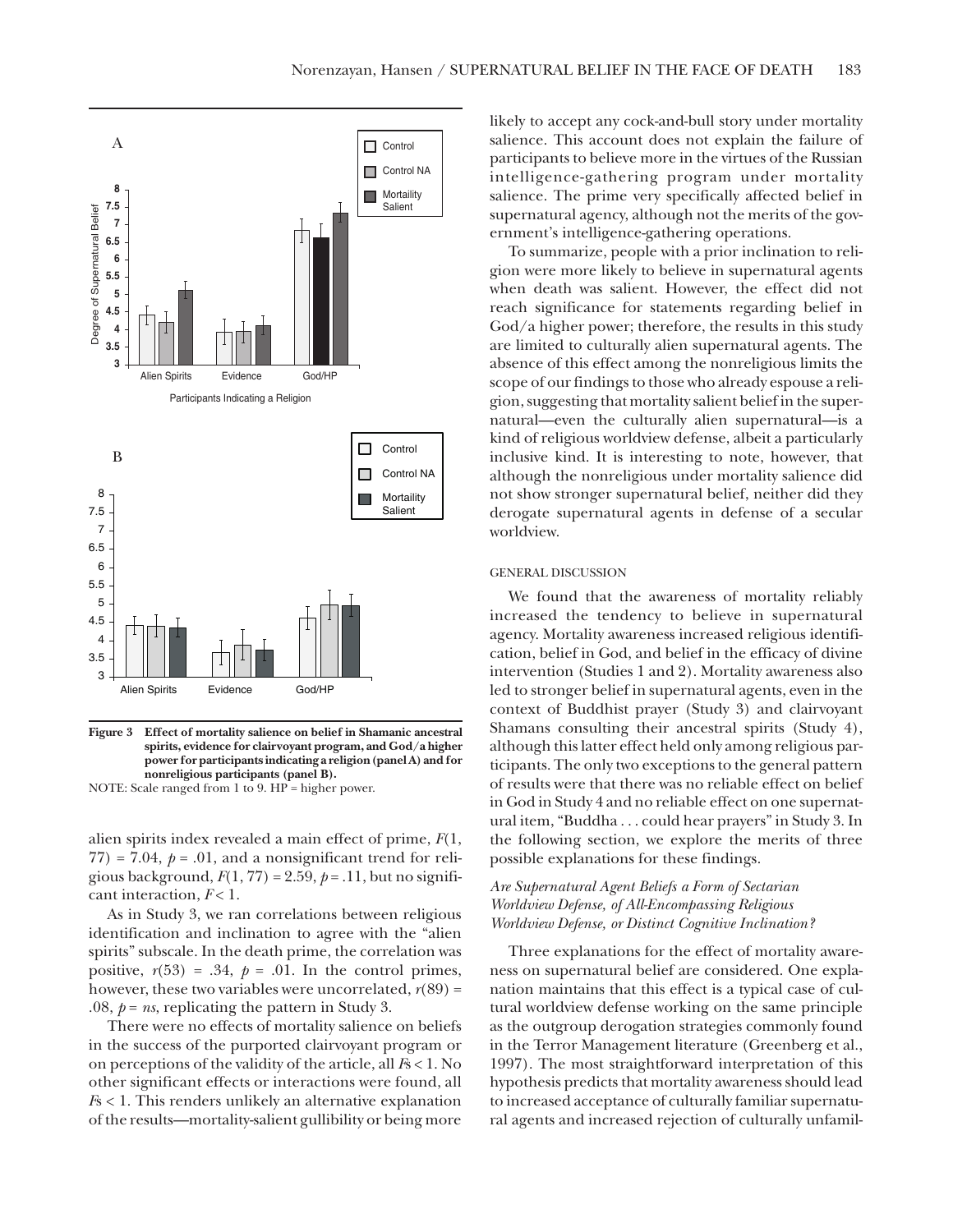**Figure 3** Effect of mortality salience on belief in Shamanic ancestral spirits, evidence for clairvoyant program, and God/a higher power for participants indicating a religion (panel A) and for nonreligious participants (panel B).

NOTE: Scale ranged from 1 to 9. HP = higher power.

alien spirits index revealed a main effect of prime, $F(1, 77) = 7.04$, $p = .01$, and a nonsignificant trend for religious background, $F(1, 77) = 2.59$, $p = .11$, but no significant interaction, $F < 1$.

As in Study 3, we ran correlations between religious identification and inclination to agree with the "alien spirits" subscale. In the death prime, the correlation was positive, $r(53) = .34$, $p = .01$. In the control primes, however, these two variables were uncorrelated, $r(89) = .08$, $p = ns$, replicating the pattern in Study 3.

There were no effects of mortality salience on beliefs in the success of the purported clairvoyant program or on perceptions of the validity of the article, all $F$s $< 1$. No other significant effects or interactions were found, all $F$s $< 1$. This renders unlikely an alternative explanation of the results—mortality-salient gullibility or being more likely to accept any cock-and-bull story under mortality salience. This account does not explain the failure of participants to believe more in the virtues of the Russian intelligence-gathering program under mortality salience. The prime very specifically affected belief in supernatural agency, although not the merits of the government's intelligence-gathering operations.

To summarize, people with a prior inclination to religion were more likely to believe in supernatural agents when death was salient. However, the effect did not reach significance for statements regarding belief in God/a higher power; therefore, the results in this study are limited to culturally alien supernatural agents. The absence of this effect among the nonreligious limits the scope of our findings to those who already espouse a religion, suggesting that mortality salient belief in the supernatural—even the culturally alien supernatural—is a kind of religious worldview defense, albeit a particularly inclusive kind. It is interesting to note, however, that although the nonreligious under mortality salience did not show stronger supernatural belief, neither did they derogate supernatural agents in defense of a secular worldview.

## GENERAL DISCUSSION

We found that the awareness of mortality reliably increased the tendency to believe in supernatural agency. Mortality awareness increased religious identification, belief in God, and belief in the efficacy of divine intervention (Studies 1 and 2). Mortality awareness also led to stronger belief in supernatural agents, even in the context of Buddhist prayer (Study 3) and clairvoyant Shamans consulting their ancestral spirits (Study 4), although this latter effect held only among religious participants. The only two exceptions to the general pattern of results were that there was no reliable effect on belief in God in Study 4 and no reliable effect on one supernatural item, "Buddha . . . could hear prayers" in Study 3. In the following section, we explore the merits of three possible explanations for these findings.

### *Are Supernatural Agent Beliefs a Form of Sectarian Worldview Defense, of All-Encompassing Religious Worldview Defense, or Distinct Cognitive Inclination?*

Three explanations for the effect of mortality awareness on supernatural belief are considered. One explanation maintains that this effect is a typical case of cultural worldview defense working on the same principle as the outgroup derogation strategies commonly found in the Terror Management literature (Greenberg et al., 1997). The most straightforward interpretation of this hypothesis predicts that mortality awareness should lead to increased acceptance of culturally familiar supernatural agents and increased rejection of culturally unfamil-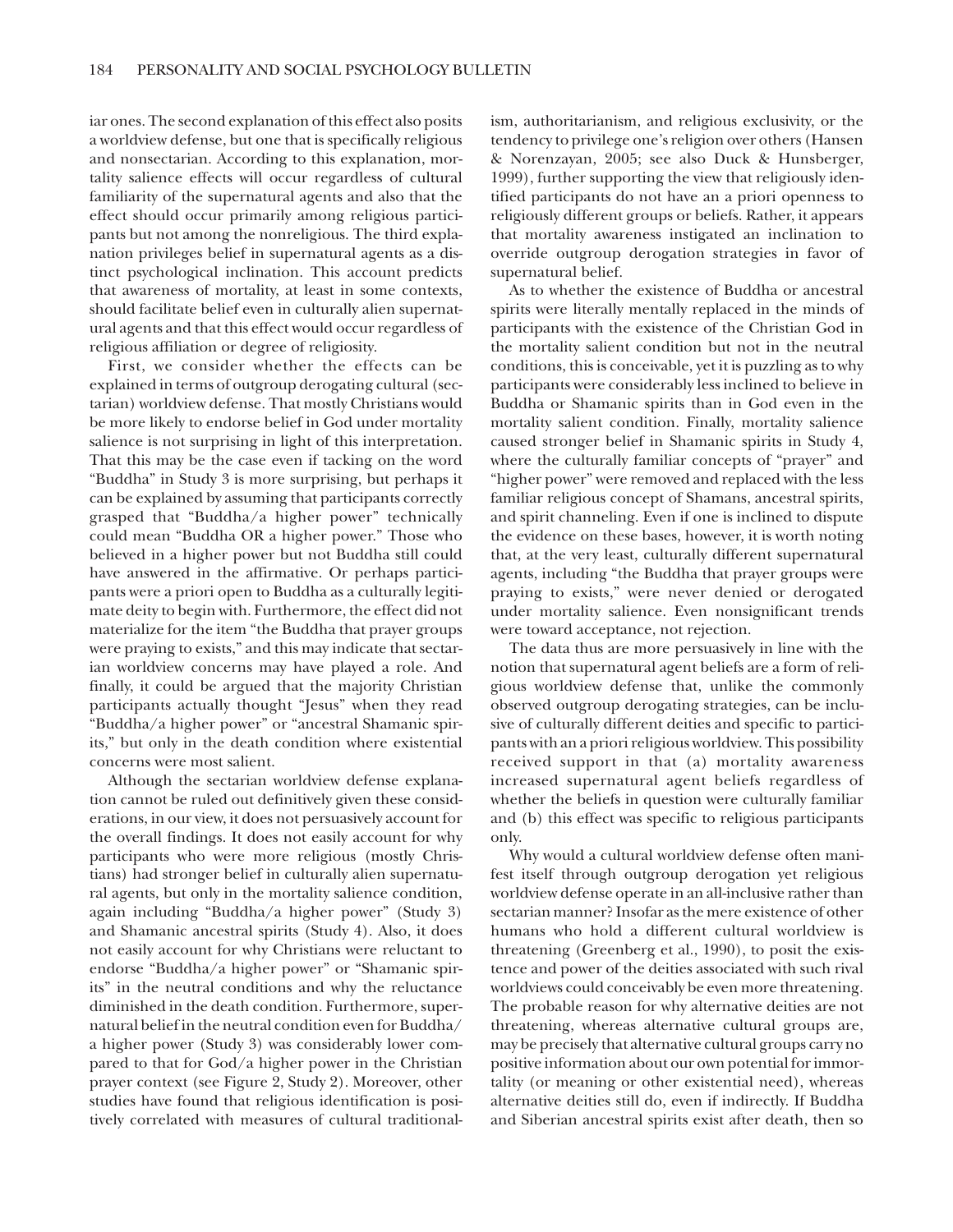iar ones. The second explanation of this effect also posits a worldview defense, but one that is specifically religious and nonsectarian. According to this explanation, mortality salience effects will occur regardless of cultural familiarity of the supernatural agents and also that the effect should occur primarily among religious participants but not among the nonreligious. The third explanation privileges belief in supernatural agents as a distinct psychological inclination. This account predicts that awareness of mortality, at least in some contexts, should facilitate belief even in culturally alien supernatural agents and that this effect would occur regardless of religious affiliation or degree of religiosity.

First, we consider whether the effects can be explained in terms of outgroup derogating cultural (sectarian) worldview defense. That mostly Christians would be more likely to endorse belief in God under mortality salience is not surprising in light of this interpretation. That this may be the case even if tacking on the word "Buddha" in Study 3 is more surprising, but perhaps it can be explained by assuming that participants correctly grasped that "Buddha/a higher power" technically could mean "Buddha OR a higher power." Those who believed in a higher power but not Buddha still could have answered in the affirmative. Or perhaps participants were a priori open to Buddha as a culturally legitimate deity to begin with. Furthermore, the effect did not materialize for the item "the Buddha that prayer groups were praying to exists," and this may indicate that sectarian worldview concerns may have played a role. And finally, it could be argued that the majority Christian participants actually thought "Jesus" when they read "Buddha/a higher power" or "ancestral Shamanic spirits," but only in the death condition where existential concerns were most salient.

Although the sectarian worldview defense explanation cannot be ruled out definitively given these considerations, in our view, it does not persuasively account for the overall findings. It does not easily account for why participants who were more religious (mostly Christians) had stronger belief in culturally alien supernatural agents, but only in the mortality salience condition, again including "Buddha/a higher power" (Study 3) and Shamanic ancestral spirits (Study 4). Also, it does not easily account for why Christians were reluctant to endorse "Buddha/a higher power" or "Shamanic spirits" in the neutral conditions and why the reluctance diminished in the death condition. Furthermore, supernatural belief in the neutral condition even for Buddha/a higher power (Study 3) was considerably lower compared to that for God/a higher power in the Christian prayer context (see Figure 2, Study 2). Moreover, other studies have found that religious identification is positively correlated with measures of cultural traditionalism, authoritarianism, and religious exclusivity, or the tendency to privilege one's religion over others (Hansen & Norenzayan, 2005; see also Duck & Hunsberger, 1999), further supporting the view that religiously identified participants do not have an a priori openness to religiously different groups or beliefs. Rather, it appears that mortality awareness instigated an inclination to override outgroup derogation strategies in favor of supernatural belief.

As to whether the existence of Buddha or ancestral spirits were literally mentally replaced in the minds of participants with the existence of the Christian God in the mortality salient condition but not in the neutral conditions, this is conceivable, yet it is puzzling as to why participants were considerably less inclined to believe in Buddha or Shamanic spirits than in God even in the mortality salient condition. Finally, mortality salience caused stronger belief in Shamanic spirits in Study 4, where the culturally familiar concepts of "prayer" and "higher power" were removed and replaced with the less familiar religious concept of Shamans, ancestral spirits, and spirit channeling. Even if one is inclined to dispute the evidence on these bases, however, it is worth noting that, at the very least, culturally different supernatural agents, including "the Buddha that prayer groups were praying to exists," were never denied or derogated under mortality salience. Even nonsignificant trends were toward acceptance, not rejection.

The data thus are more persuasively in line with the notion that supernatural agent beliefs are a form of religious worldview defense that, unlike the commonly observed outgroup derogating strategies, can be inclusive of culturally different deities and specific to participants with an a priori religious worldview. This possibility received support in that (a) mortality awareness increased supernatural agent beliefs regardless of whether the beliefs in question were culturally familiar and (b) this effect was specific to religious participants only.

Why would a cultural worldview defense often manifest itself through outgroup derogation yet religious worldview defense operate in an all-inclusive rather than sectarian manner? Insofar as the mere existence of other humans who hold a different cultural worldview is threatening (Greenberg et al., 1990), to posit the existence and power of the deities associated with such rival worldviews could conceivably be even more threatening. The probable reason for why alternative deities are not threatening, whereas alternative cultural groups are, may be precisely that alternative cultural groups carry no positive information about our own potential for immortality (or meaning or other existential need), whereas alternative deities still do, even if indirectly. If Buddha and Siberian ancestral spirits exist after death, then so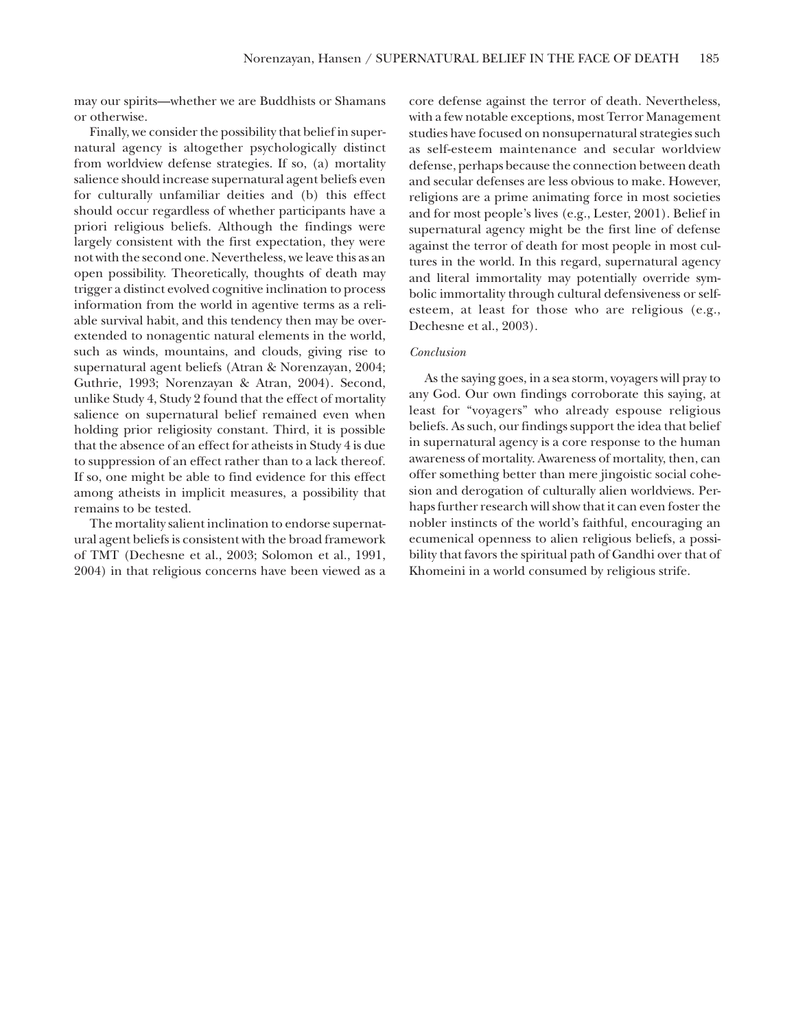may our spirits—whether we are Buddhists or Shamans or otherwise.

Finally, we consider the possibility that belief in supernatural agency is altogether psychologically distinct from worldview defense strategies. If so, (a) mortality salience should increase supernatural agent beliefs even for culturally unfamiliar deities and (b) this effect should occur regardless of whether participants have a priori religious beliefs. Although the findings were largely consistent with the first expectation, they were not with the second one. Nevertheless, we leave this as an open possibility. Theoretically, thoughts of death may trigger a distinct evolved cognitive inclination to process information from the world in agentive terms as a reliable survival habit, and this tendency then may be overextended to nonagentic natural elements in the world, such as winds, mountains, and clouds, giving rise to supernatural agent beliefs (Atran & Norenzayan, 2004; Guthrie, 1993; Norenzayan & Atran, 2004). Second, unlike Study 4, Study 2 found that the effect of mortality salience on supernatural belief remained even when holding prior religiosity constant. Third, it is possible that the absence of an effect for atheists in Study 4 is due to suppression of an effect rather than to a lack thereof. If so, one might be able to find evidence for this effect among atheists in implicit measures, a possibility that remains to be tested.

The mortality salient inclination to endorse supernatural agent beliefs is consistent with the broad framework of TMT (Dechesne et al., 2003; Solomon et al., 1991, 2004) in that religious concerns have been viewed as a core defense against the terror of death. Nevertheless, with a few notable exceptions, most Terror Management studies have focused on nonsupernatural strategies such as self-esteem maintenance and secular worldview defense, perhaps because the connection between death and secular defenses are less obvious to make. However, religions are a prime animating force in most societies and for most people's lives (e.g., Lester, 2001). Belief in supernatural agency might be the first line of defense against the terror of death for most people in most cultures in the world. In this regard, supernatural agency and literal immortality may potentially override symbolic immortality through cultural defensiveness or self-esteem, at least for those who are religious (e.g., Dechesne et al., 2003).

*Conclusion*

As the saying goes, in a sea storm, voyagers will pray to any God. Our own findings corroborate this saying, at least for "voyagers" who already espouse religious beliefs. As such, our findings support the idea that belief in supernatural agency is a core response to the human awareness of mortality. Awareness of mortality, then, can offer something better than mere jingoistic social cohesion and derogation of culturally alien worldviews. Perhaps further research will show that it can even foster the nobler instincts of the world's faithful, encouraging an ecumenical openness to alien religious beliefs, a possibility that favors the spiritual path of Gandhi over that of Khomeini in a world consumed by religious strife.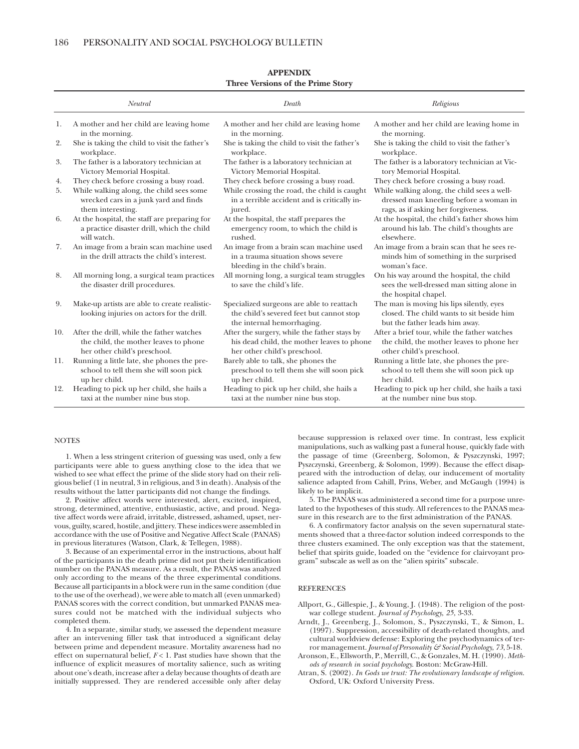## APPENDIX
### Three Versions of the Prime Story

| | *Neutral* | *Death* | *Religious* |
|---|---|---|---|
| 1. | A mother and her child are leaving home in the morning. | A mother and her child are leaving home in the morning. | A mother and her child are leaving home in the morning. |
| 2. | She is taking the child to visit the father's workplace. | She is taking the child to visit the father's workplace. | She is taking the child to visit the father's workplace. |
| 3. | The father is a laboratory technician at Victory Memorial Hospital. | The father is a laboratory technician at Victory Memorial Hospital. | The father is a laboratory technician at Victory Memorial Hospital. |
| 4. | They check before crossing a busy road. | They check before crossing a busy road. | They check before crossing a busy road. |
| 5. | While walking along, the child sees some wrecked cars in a junk yard and finds them interesting. | While crossing the road, the child is caught in a terrible accident and is critically injured. | While walking along, the child sees a well-dressed man kneeling before a woman in rags, as if asking her forgiveness. |
| 6. | At the hospital, the staff are preparing for a practice disaster drill, which the child will watch. | At the hospital, the staff prepares the emergency room, to which the child is rushed. | At the hospital, the child's father shows him around his lab. The child's thoughts are elsewhere. |
| 7. | An image from a brain scan machine used in the drill attracts the child's interest. | An image from a brain scan machine used in a trauma situation shows severe bleeding in the child's brain. | An image from a brain scan that he sees reminds him of something in the surprised woman's face. |
| 8. | All morning long, a surgical team practices the disaster drill procedures. | All morning long, a surgical team struggles to save the child's life. | On his way around the hospital, the child sees the well-dressed man sitting alone in the hospital chapel. |
| 9. | Make-up artists are able to create realistic-looking injuries on actors for the drill. | Specialized surgeons are able to reattach the child's severed feet but cannot stop the internal hemorrhaging. | The man is moving his lips silently, eyes closed. The child wants to sit beside him but the father leads him away. |
| 10. | After the drill, while the father watches the child, the mother leaves to phone her other child's preschool. | After the surgery, while the father stays by his dead child, the mother leaves to phone her other child's preschool. | After a brief tour, while the father watches the child, the mother leaves to phone her other child's preschool. |
| 11. | Running a little late, she phones the preschool to tell them she will soon pick up her child. | Barely able to talk, she phones the preschool to tell them she will soon pick up her child. | Running a little late, she phones the preschool to tell them she will soon pick up her child. |
| 12. | Heading to pick up her child, she hails a taxi at the number nine bus stop. | Heading to pick up her child, she hails a taxi at the number nine bus stop. | Heading to pick up her child, she hails a taxi at the number nine bus stop. |

## NOTES

1. When a less stringent criterion of guessing was used, only a few participants were able to guess anything close to the idea that we wished to see what effect the prime of the slide story had on their religious belief (1 in neutral, 3 in religious, and 3 in death). Analysis of the results without the latter participants did not change the findings.

2. Positive affect words were interested, alert, excited, inspired, strong, determined, attentive, enthusiastic, active, and proud. Negative affect words were afraid, irritable, distressed, ashamed, upset, nervous, guilty, scared, hostile, and jittery. These indices were assembled in accordance with the use of Positive and Negative Affect Scale (PANAS) in previous literatures (Watson, Clark, & Tellegen, 1988).

3. Because of an experimental error in the instructions, about half of the participants in the death prime did not put their identification number on the PANAS measure. As a result, the PANAS was analyzed only according to the means of the three experimental conditions. Because all participants in a block were run in the same condition (due to the use of the overhead), we were able to match all (even unmarked) PANAS scores with the correct condition, but unmarked PANAS measures could not be matched with the individual subjects who completed them.

4. In a separate, similar study, we assessed the dependent measure after an intervening filler task that introduced a significant delay between prime and dependent measure. Mortality awareness had no effect on supernatural belief, $F < 1$. Past studies have shown that the influence of explicit measures of mortality salience, such as writing about one's death, increase after a delay because thoughts of death are initially suppressed. They are rendered accessible only after delay because suppression is relaxed over time. In contrast, less explicit manipulations, such as walking past a funeral house, quickly fade with the passage of time (Greenberg, Solomon, & Pyszczynski, 1997; Pyszczynski, Greenberg, & Solomon, 1999). Because the effect disappeared with the introduction of delay, our inducement of mortality salience adapted from Cahill, Prins, Weber, and McGaugh (1994) is likely to be implicit.

5. The PANAS was administered a second time for a purpose unrelated to the hypotheses of this study. All references to the PANAS measure in this research are to the first administration of the PANAS.

6. A confirmatory factor analysis on the seven supernatural statements showed that a three-factor solution indeed corresponds to the three clusters examined. The only exception was that the statement, belief that spirits guide, loaded on the "evidence for clairvoyant program" subscale as well as on the "alien spirits" subscale.

## REFERENCES

Allport, G., Gillespie, J., & Young, J. (1948). The religion of the post-war college student. *Journal of Psychology*, *25*, 3-33.

Arndt, J., Greenberg, J., Solomon, S., Pyszczynski, T., & Simon, L. (1997). Suppression, accessibility of death-related thoughts, and cultural worldview defense: Exploring the psychodynamics of terror management. *Journal of Personality & Social Psychology*, *73*, 5-18.

Aronson, E., Ellsworth, P., Merrill, C., & Gonzales, M. H. (1990). *Methods of research in social psychology*. Boston: McGraw-Hill.

Atran, S. (2002). *In Gods we trust: The evolutionary landscape of religion*. Oxford, UK: Oxford University Press.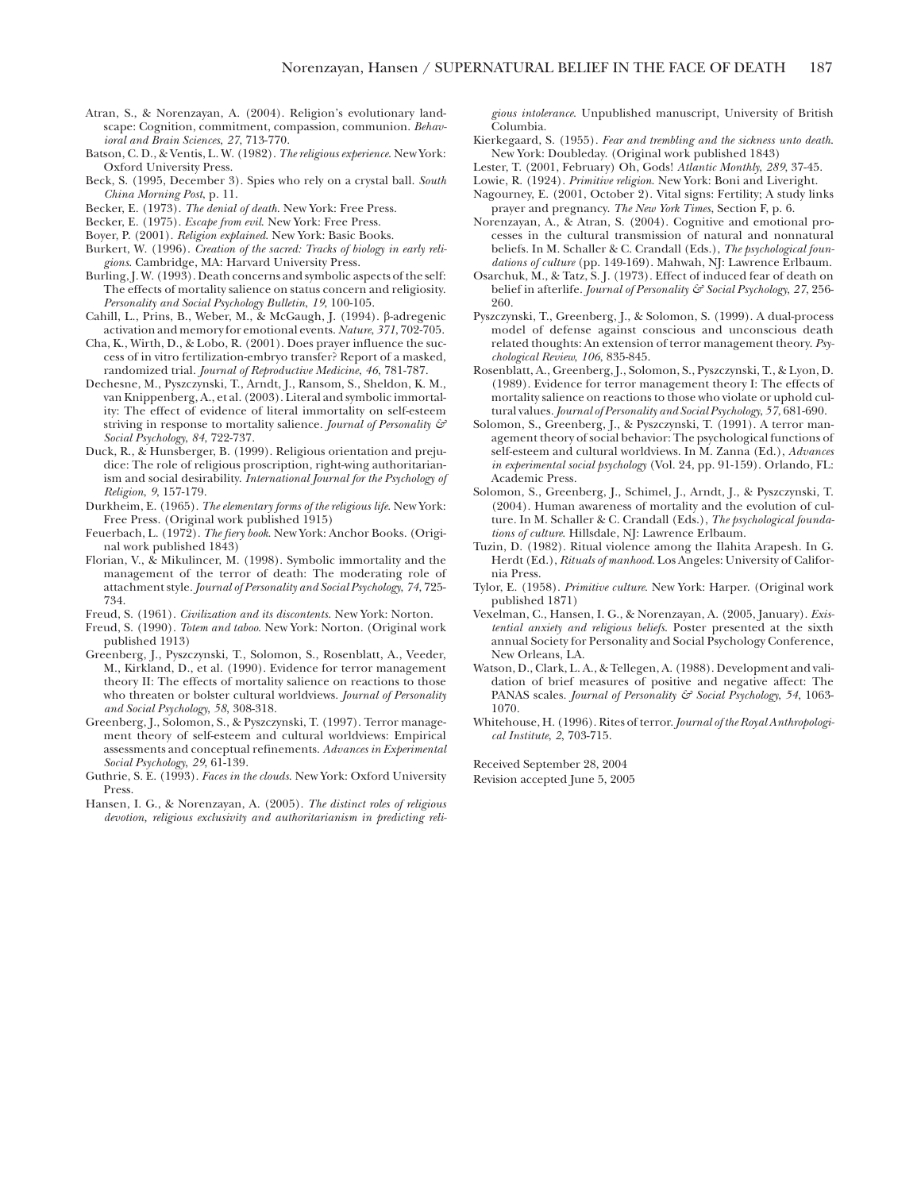Atran, S., & Norenzayan, A. (2004). Religion's evolutionary landscape: Cognition, commitment, compassion, communion. *Behavioral and Brain Sciences*, *27*, 713-770.

Batson, C. D., & Ventis, L. W. (1982). *The religious experience*. New York: Oxford University Press.

Beck, S. (1995, December 3). Spies who rely on a crystal ball. *South China Morning Post*, p. 11.

Becker, E. (1973). *The denial of death*. New York: Free Press.

Becker, E. (1975). *Escape from evil*. New York: Free Press.

Boyer, P. (2001). *Religion explained*. New York: Basic Books.

Burkert, W. (1996). *Creation of the sacred: Tracks of biology in early religions*. Cambridge, MA: Harvard University Press.

Burling, J. W. (1993). Death concerns and symbolic aspects of the self: The effects of mortality salience on status concern and religiosity. *Personality and Social Psychology Bulletin*, *19*, 100-105.

Cahill, L., Prins, B., Weber, M., & McGaugh, J. (1994). β-adregenic activation and memory for emotional events. *Nature*, *371*, 702-705.

Cha, K., Wirth, D., & Lobo, R. (2001). Does prayer influence the success of in vitro fertilization-embryo transfer? Report of a masked, randomized trial. *Journal of Reproductive Medicine*, *46*, 781-787.

Dechesne, M., Pyszczynski, T., Arndt, J., Ransom, S., Sheldon, K. M., van Knippenberg, A., et al. (2003). Literal and symbolic immortality: The effect of evidence of literal immortality on self-esteem striving in response to mortality salience. *Journal of Personality & Social Psychology*, *84*, 722-737.

Duck, R., & Hunsberger, B. (1999). Religious orientation and prejudice: The role of religious proscription, right-wing authoritarianism and social desirability. *International Journal for the Psychology of Religion*, *9*, 157-179.

Durkheim, E. (1965). *The elementary forms of the religious life*. New York: Free Press. (Original work published 1915)

Feuerbach, L. (1972). *The fiery book*. New York: Anchor Books. (Original work published 1843)

Florian, V., & Mikulincer, M. (1998). Symbolic immortality and the management of the terror of death: The moderating role of attachment style. *Journal of Personality and Social Psychology*, *74*, 725-734.

Freud, S. (1961). *Civilization and its discontents*. New York: Norton.

Freud, S. (1990). *Totem and taboo*. New York: Norton. (Original work published 1913)

Greenberg, J., Pyszczynski, T., Solomon, S., Rosenblatt, A., Veeder, M., Kirkland, D., et al. (1990). Evidence for terror management theory II: The effects of mortality salience on reactions to those who threaten or bolster cultural worldviews. *Journal of Personality and Social Psychology*, *58*, 308-318.

Greenberg, J., Solomon, S., & Pyszczynski, T. (1997). Terror management theory of self-esteem and cultural worldviews: Empirical assessments and conceptual refinements. *Advances in Experimental Social Psychology*, *29*, 61-139.

Guthrie, S. E. (1993). *Faces in the clouds*. New York: Oxford University Press.

Hansen, I. G., & Norenzayan, A. (2005). *The distinct roles of religious devotion, religious exclusivity and authoritarianism in predicting religious intolerance*. Unpublished manuscript, University of British Columbia.

Kierkegaard, S. (1955). *Fear and trembling and the sickness unto death*. New York: Doubleday. (Original work published 1843)

Lester, T. (2001, February) Oh, Gods! *Atlantic Monthly*, *289*, 37-45.

Lowie, R. (1924). *Primitive religion*. New York: Boni and Liveright.

Nagourney, E. (2001, October 2). Vital signs: Fertility; A study links prayer and pregnancy. *The New York Times*, Section F, p. 6.

Norenzayan, A., & Atran, S. (2004). Cognitive and emotional processes in the cultural transmission of natural and nonnatural beliefs. In M. Schaller & C. Crandall (Eds.), *The psychological foundations of culture* (pp. 149-169). Mahwah, NJ: Lawrence Erlbaum.

Osarchuk, M., & Tatz, S. J. (1973). Effect of induced fear of death on belief in afterlife. *Journal of Personality & Social Psychology*, *27*, 256-260.

Pyszczynski, T., Greenberg, J., & Solomon, S. (1999). A dual-process model of defense against conscious and unconscious death related thoughts: An extension of terror management theory. *Psychological Review*, *106*, 835-845.

Rosenblatt, A., Greenberg, J., Solomon, S., Pyszczynski, T., & Lyon, D. (1989). Evidence for terror management theory I: The effects of mortality salience on reactions to those who violate or uphold cultural values. *Journal of Personality and Social Psychology*, *57*, 681-690.

Solomon, S., Greenberg, J., & Pyszczynski, T. (1991). A terror management theory of social behavior: The psychological functions of self-esteem and cultural worldviews. In M. Zanna (Ed.), *Advances in experimental social psychology* (Vol. 24, pp. 91-159). Orlando, FL: Academic Press.

Solomon, S., Greenberg, J., Schimel, J., Arndt, J., & Pyszczynski, T. (2004). Human awareness of mortality and the evolution of culture. In M. Schaller & C. Crandall (Eds.), *The psychological foundations of culture*. Hillsdale, NJ: Lawrence Erlbaum.

Tuzin, D. (1982). Ritual violence among the Ilahita Arapesh. In G. Herdt (Ed.), *Rituals of manhood*. Los Angeles: University of California Press.

Tylor, E. (1958). *Primitive culture*. New York: Harper. (Original work published 1871)

Vexelman, C., Hansen, I. G., & Norenzayan, A. (2005, January). *Existential anxiety and religious beliefs*. Poster presented at the sixth annual Society for Personality and Social Psychology Conference, New Orleans, LA.

Watson, D., Clark, L. A., & Tellegen, A. (1988). Development and validation of brief measures of positive and negative affect: The PANAS scales. *Journal of Personality & Social Psychology*, *54*, 1063-1070.

Whitehouse, H. (1996). Rites of terror. *Journal of the Royal Anthropological Institute*, *2*, 703-715.

Received September 28, 2004
Revision accepted June 5, 2005